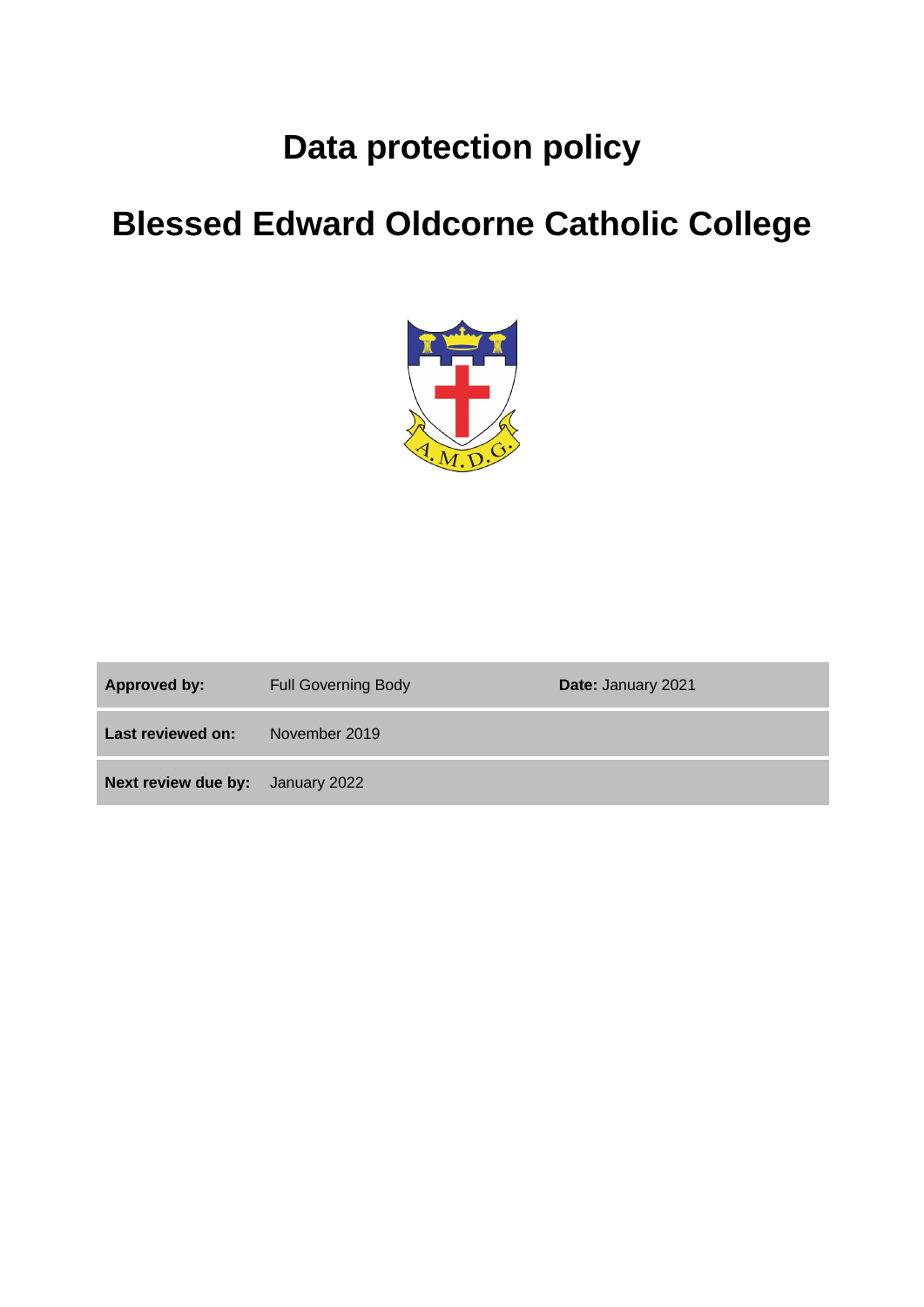# Data protection policy

# Blessed Edward Oldcorne Catholic College

| | | |
|---|---|---|
| **Approved by:** | Full Governing Body | **Date:** January 2021 |
| **Last reviewed on:** | November 2019 | |
| **Next review due by:** | January 2022 | |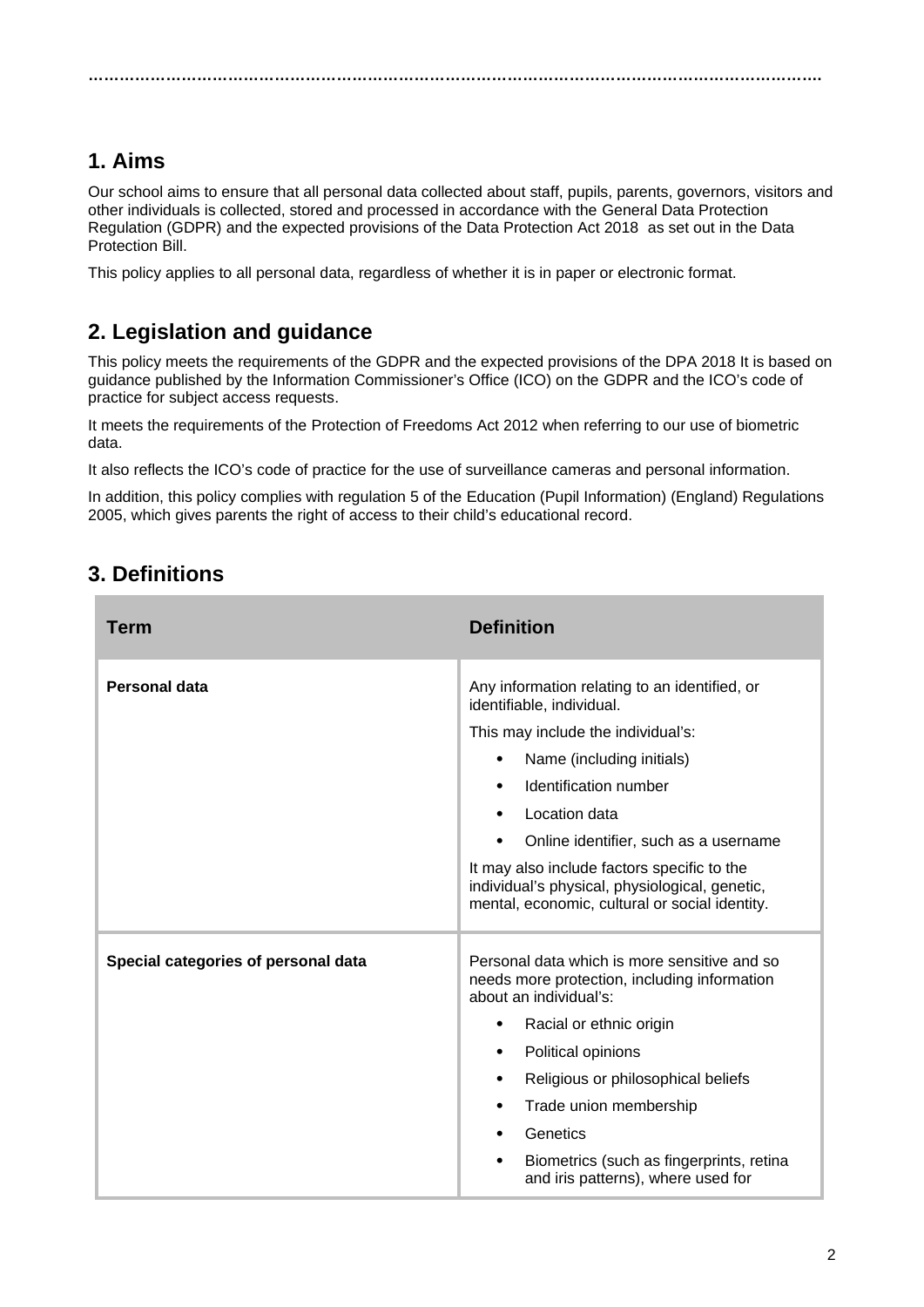## 1. Aims

Our school aims to ensure that all personal data collected about staff, pupils, parents, governors, visitors and other individuals is collected, stored and processed in accordance with the General Data Protection Regulation (GDPR) and the expected provisions of the Data Protection Act 2018 as set out in the Data Protection Bill.

This policy applies to all personal data, regardless of whether it is in paper or electronic format.

## 2. Legislation and guidance

This policy meets the requirements of the GDPR and the expected provisions of the DPA 2018 It is based on guidance published by the Information Commissioner's Office (ICO) on the GDPR and the ICO's code of practice for subject access requests.

It meets the requirements of the Protection of Freedoms Act 2012 when referring to our use of biometric data.

It also reflects the ICO's code of practice for the use of surveillance cameras and personal information.

In addition, this policy complies with regulation 5 of the Education (Pupil Information) (England) Regulations 2005, which gives parents the right of access to their child's educational record.

## 3. Definitions

| Term | Definition |
|---|---|
| **Personal data** | Any information relating to an identified, or identifiable, individual.<br>This may include the individual's:<br>• Name (including initials)<br>• Identification number<br>• Location data<br>• Online identifier, such as a username<br>It may also include factors specific to the individual's physical, physiological, genetic, mental, economic, cultural or social identity. |
| **Special categories of personal data** | Personal data which is more sensitive and so needs more protection, including information about an individual's:<br>• Racial or ethnic origin<br>• Political opinions<br>• Religious or philosophical beliefs<br>• Trade union membership<br>• Genetics<br>• Biometrics (such as fingerprints, retina and iris patterns), where used for |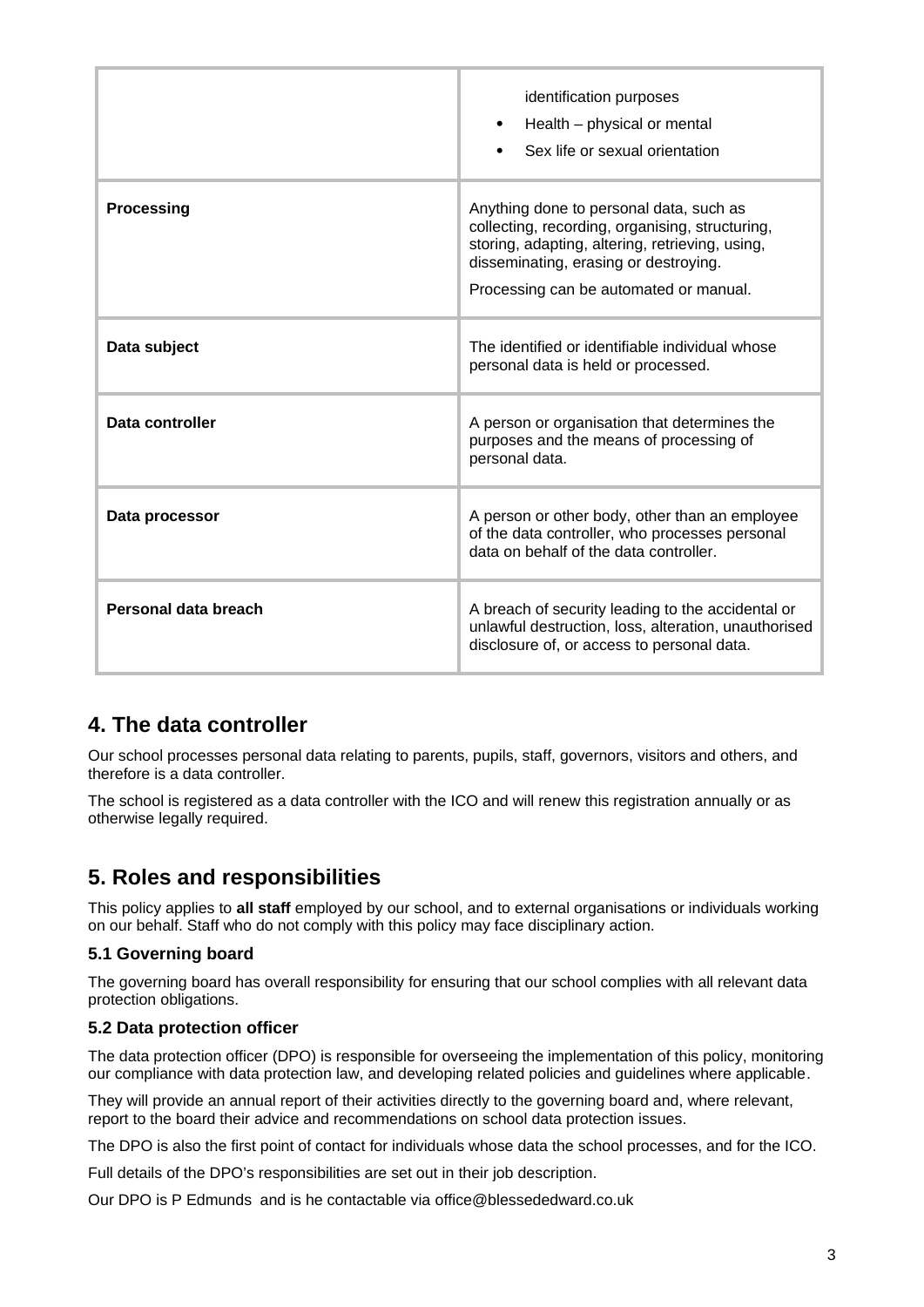| | |
|---|---|
| | identification purposes<br>• Health – physical or mental<br>• Sex life or sexual orientation |
| **Processing** | Anything done to personal data, such as collecting, recording, organising, structuring, storing, adapting, altering, retrieving, using, disseminating, erasing or destroying.<br>Processing can be automated or manual. |
| **Data subject** | The identified or identifiable individual whose personal data is held or processed. |
| **Data controller** | A person or organisation that determines the purposes and the means of processing of personal data. |
| **Data processor** | A person or other body, other than an employee of the data controller, who processes personal data on behalf of the data controller. |
| **Personal data breach** | A breach of security leading to the accidental or unlawful destruction, loss, alteration, unauthorised disclosure of, or access to personal data. |

## 4. The data controller

Our school processes personal data relating to parents, pupils, staff, governors, visitors and others, and therefore is a data controller.

The school is registered as a data controller with the ICO and will renew this registration annually or as otherwise legally required.

## 5. Roles and responsibilities

This policy applies to **all staff** employed by our school, and to external organisations or individuals working on our behalf. Staff who do not comply with this policy may face disciplinary action.

### 5.1 Governing board

The governing board has overall responsibility for ensuring that our school complies with all relevant data protection obligations.

### 5.2 Data protection officer

The data protection officer (DPO) is responsible for overseeing the implementation of this policy, monitoring our compliance with data protection law, and developing related policies and guidelines where applicable.

They will provide an annual report of their activities directly to the governing board and, where relevant, report to the board their advice and recommendations on school data protection issues.

The DPO is also the first point of contact for individuals whose data the school processes, and for the ICO.

Full details of the DPO's responsibilities are set out in their job description.

Our DPO is P Edmunds and is he contactable via office@blessededward.co.uk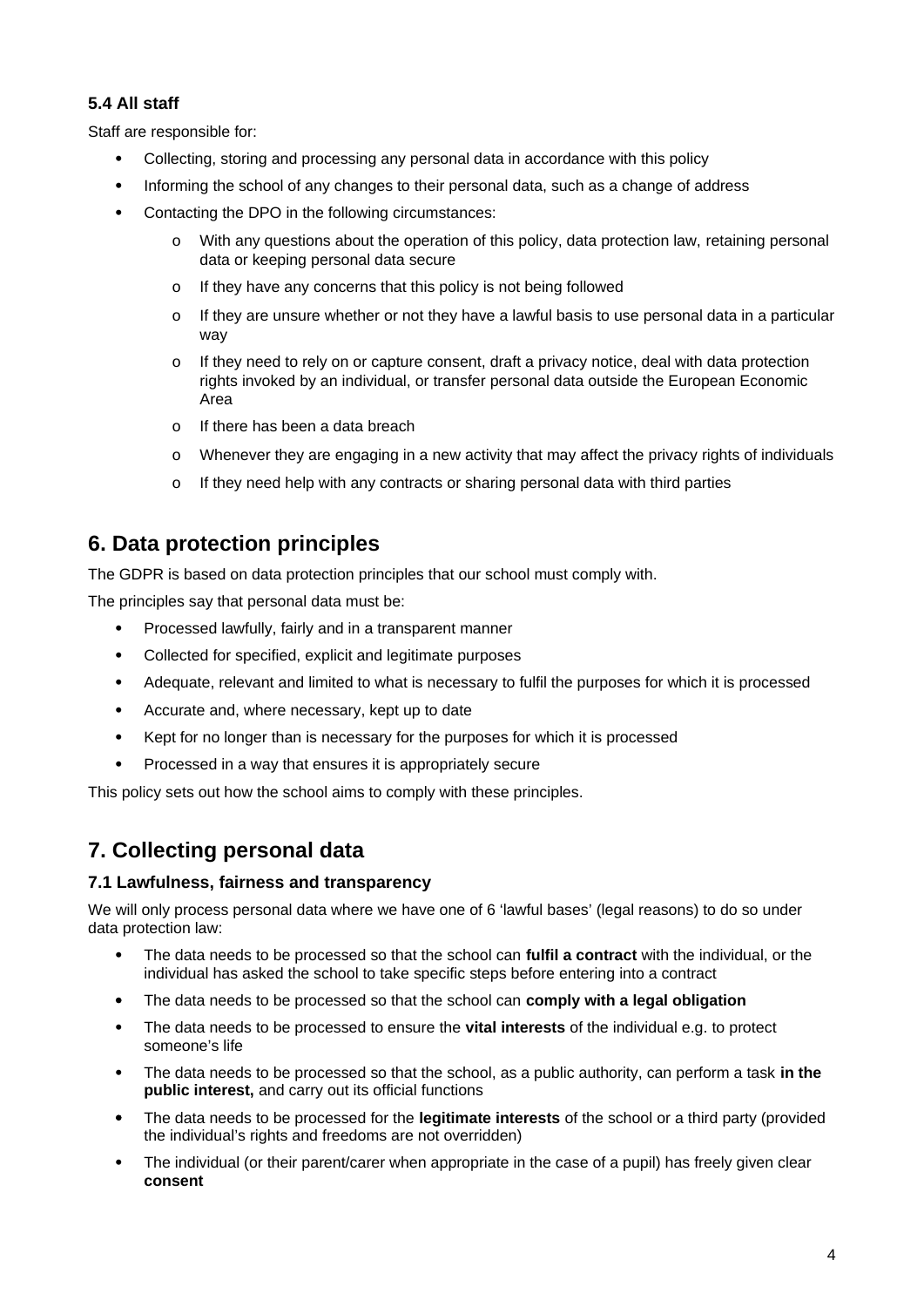### 5.4 All staff

Staff are responsible for:

- Collecting, storing and processing any personal data in accordance with this policy
- Informing the school of any changes to their personal data, such as a change of address
- Contacting the DPO in the following circumstances:
    - With any questions about the operation of this policy, data protection law, retaining personal data or keeping personal data secure
    - If they have any concerns that this policy is not being followed
    - If they are unsure whether or not they have a lawful basis to use personal data in a particular way
    - If they need to rely on or capture consent, draft a privacy notice, deal with data protection rights invoked by an individual, or transfer personal data outside the European Economic Area
    - If there has been a data breach
    - Whenever they are engaging in a new activity that may affect the privacy rights of individuals
    - If they need help with any contracts or sharing personal data with third parties

## 6. Data protection principles

The GDPR is based on data protection principles that our school must comply with.

The principles say that personal data must be:

- Processed lawfully, fairly and in a transparent manner
- Collected for specified, explicit and legitimate purposes
- Adequate, relevant and limited to what is necessary to fulfil the purposes for which it is processed
- Accurate and, where necessary, kept up to date
- Kept for no longer than is necessary for the purposes for which it is processed
- Processed in a way that ensures it is appropriately secure

This policy sets out how the school aims to comply with these principles.

## 7. Collecting personal data

### 7.1 Lawfulness, fairness and transparency

We will only process personal data where we have one of 6 'lawful bases' (legal reasons) to do so under data protection law:

- The data needs to be processed so that the school can **fulfil a contract** with the individual, or the individual has asked the school to take specific steps before entering into a contract
- The data needs to be processed so that the school can **comply with a legal obligation**
- The data needs to be processed to ensure the **vital interests** of the individual e.g. to protect someone's life
- The data needs to be processed so that the school, as a public authority, can perform a task **in the public interest,** and carry out its official functions
- The data needs to be processed for the **legitimate interests** of the school or a third party (provided the individual's rights and freedoms are not overridden)
- The individual (or their parent/carer when appropriate in the case of a pupil) has freely given clear **consent**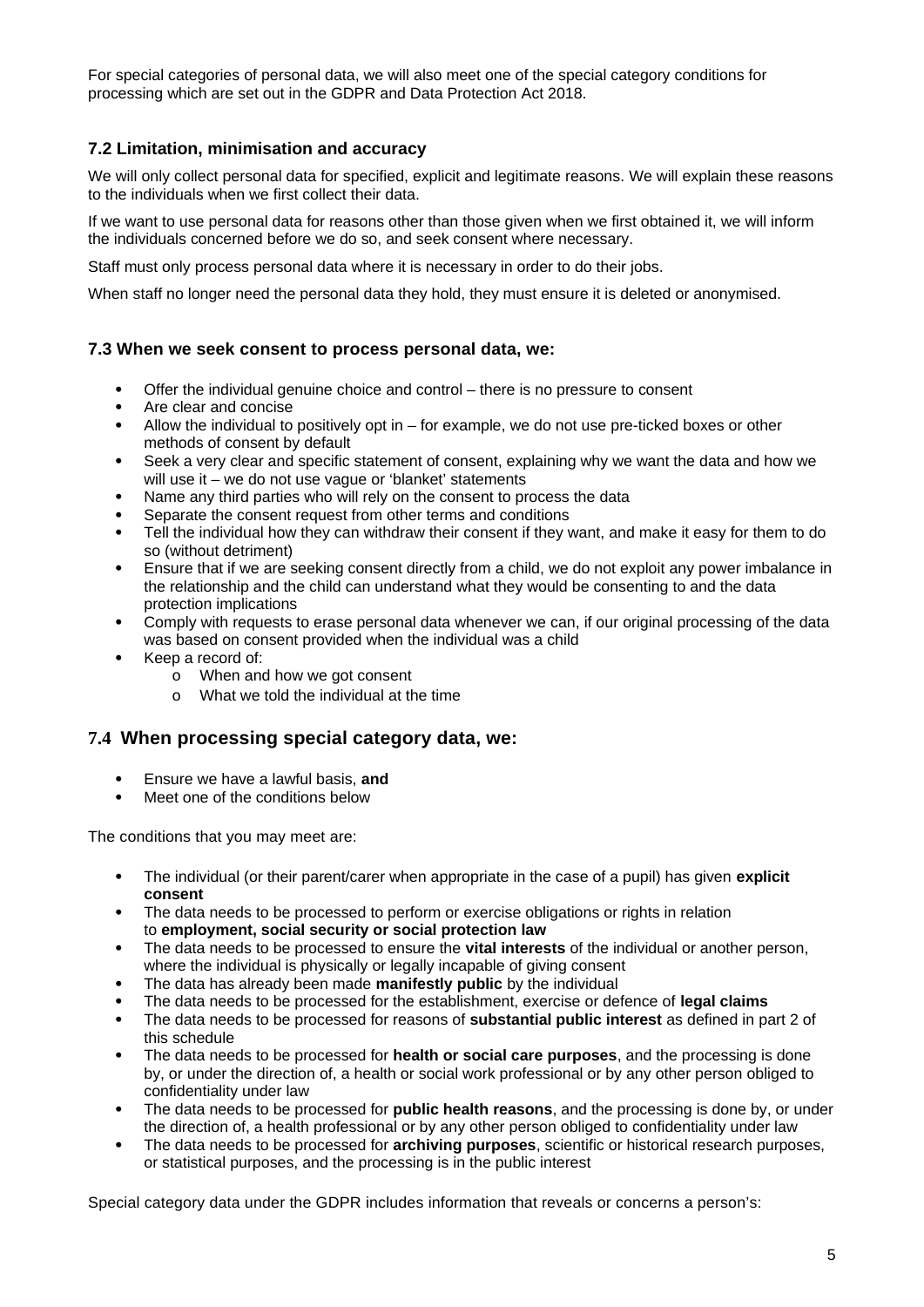For special categories of personal data, we will also meet one of the special category conditions for processing which are set out in the GDPR and Data Protection Act 2018.

### 7.2 Limitation, minimisation and accuracy

We will only collect personal data for specified, explicit and legitimate reasons. We will explain these reasons to the individuals when we first collect their data.

If we want to use personal data for reasons other than those given when we first obtained it, we will inform the individuals concerned before we do so, and seek consent where necessary.

Staff must only process personal data where it is necessary in order to do their jobs.

When staff no longer need the personal data they hold, they must ensure it is deleted or anonymised.

### 7.3 When we seek consent to process personal data, we:

- Offer the individual genuine choice and control – there is no pressure to consent
- Are clear and concise
- Allow the individual to positively opt in – for example, we do not use pre-ticked boxes or other methods of consent by default
- Seek a very clear and specific statement of consent, explaining why we want the data and how we will use it – we do not use vague or 'blanket' statements
- Name any third parties who will rely on the consent to process the data
- Separate the consent request from other terms and conditions
- Tell the individual how they can withdraw their consent if they want, and make it easy for them to do so (without detriment)
- Ensure that if we are seeking consent directly from a child, we do not exploit any power imbalance in the relationship and the child can understand what they would be consenting to and the data protection implications
- Comply with requests to erase personal data whenever we can, if our original processing of the data was based on consent provided when the individual was a child
- Keep a record of:
  - When and how we got consent
  - What we told the individual at the time

### 7.4 When processing special category data, we:

- Ensure we have a lawful basis, **and**
- Meet one of the conditions below

The conditions that you may meet are:

- The individual (or their parent/carer when appropriate in the case of a pupil) has given **explicit consent**
- The data needs to be processed to perform or exercise obligations or rights in relation to **employment, social security or social protection law**
- The data needs to be processed to ensure the **vital interests** of the individual or another person, where the individual is physically or legally incapable of giving consent
- The data has already been made **manifestly public** by the individual
- The data needs to be processed for the establishment, exercise or defence of **legal claims**
- The data needs to be processed for reasons of **substantial public interest** as defined in part 2 of this schedule
- The data needs to be processed for **health or social care purposes**, and the processing is done by, or under the direction of, a health or social work professional or by any other person obliged to confidentiality under law
- The data needs to be processed for **public health reasons**, and the processing is done by, or under the direction of, a health professional or by any other person obliged to confidentiality under law
- The data needs to be processed for **archiving purposes**, scientific or historical research purposes, or statistical purposes, and the processing is in the public interest

Special category data under the GDPR includes information that reveals or concerns a person's: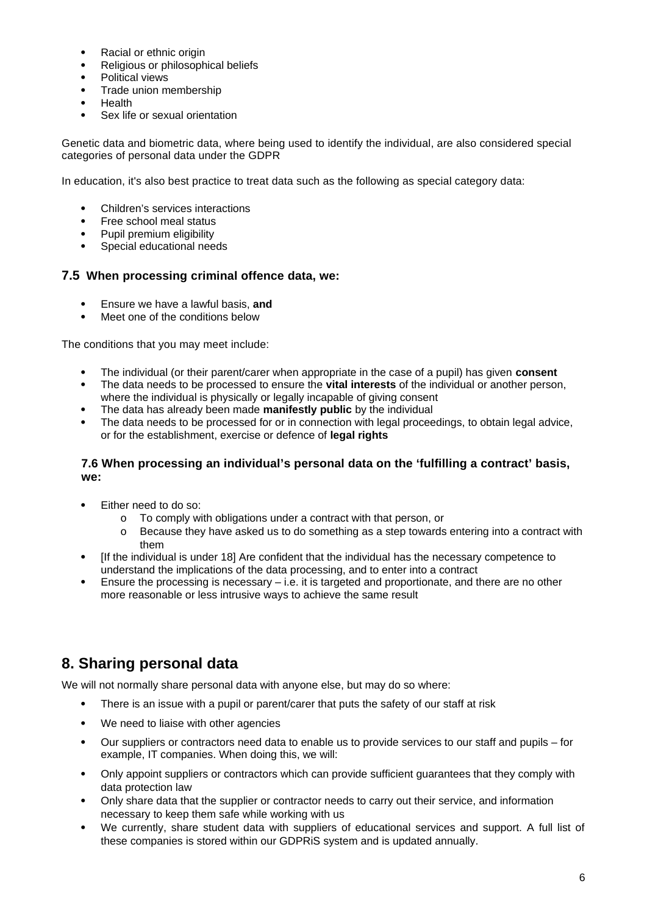- Racial or ethnic origin
- Religious or philosophical beliefs
- Political views
- Trade union membership
- Health
- Sex life or sexual orientation

Genetic data and biometric data, where being used to identify the individual, are also considered special categories of personal data under the GDPR

In education, it's also best practice to treat data such as the following as special category data:

- Children's services interactions
- Free school meal status
- Pupil premium eligibility
- Special educational needs

### 7.5 When processing criminal offence data, we:

- Ensure we have a lawful basis, **and**
- Meet one of the conditions below

The conditions that you may meet include:

- The individual (or their parent/carer when appropriate in the case of a pupil) has given **consent**
- The data needs to be processed to ensure the **vital interests** of the individual or another person, where the individual is physically or legally incapable of giving consent
- The data has already been made **manifestly public** by the individual
- The data needs to be processed for or in connection with legal proceedings, to obtain legal advice, or for the establishment, exercise or defence of **legal rights**

### 7.6 When processing an individual's personal data on the 'fulfilling a contract' basis, we:

- Either need to do so:
  - To comply with obligations under a contract with that person, or
  - Because they have asked us to do something as a step towards entering into a contract with them
- [If the individual is under 18] Are confident that the individual has the necessary competence to understand the implications of the data processing, and to enter into a contract
- Ensure the processing is necessary – i.e. it is targeted and proportionate, and there are no other more reasonable or less intrusive ways to achieve the same result

## 8. Sharing personal data

We will not normally share personal data with anyone else, but may do so where:

- There is an issue with a pupil or parent/carer that puts the safety of our staff at risk
- We need to liaise with other agencies
- Our suppliers or contractors need data to enable us to provide services to our staff and pupils – for example, IT companies. When doing this, we will:
- Only appoint suppliers or contractors which can provide sufficient guarantees that they comply with data protection law
- Only share data that the supplier or contractor needs to carry out their service, and information necessary to keep them safe while working with us
- We currently, share student data with suppliers of educational services and support. A full list of these companies is stored within our GDPRiS system and is updated annually.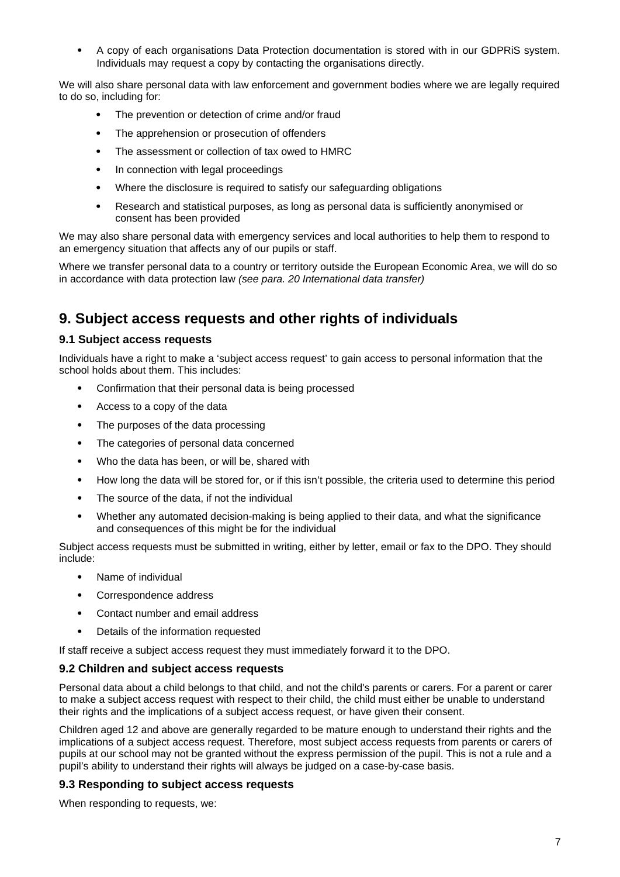- A copy of each organisations Data Protection documentation is stored with in our GDPRiS system. Individuals may request a copy by contacting the organisations directly.

We will also share personal data with law enforcement and government bodies where we are legally required to do so, including for:

- The prevention or detection of crime and/or fraud
- The apprehension or prosecution of offenders
- The assessment or collection of tax owed to HMRC
- In connection with legal proceedings
- Where the disclosure is required to satisfy our safeguarding obligations
- Research and statistical purposes, as long as personal data is sufficiently anonymised or consent has been provided

We may also share personal data with emergency services and local authorities to help them to respond to an emergency situation that affects any of our pupils or staff.

Where we transfer personal data to a country or territory outside the European Economic Area, we will do so in accordance with data protection law *(see para. 20 International data transfer)*

## 9. Subject access requests and other rights of individuals

### 9.1 Subject access requests

Individuals have a right to make a 'subject access request' to gain access to personal information that the school holds about them. This includes:

- Confirmation that their personal data is being processed
- Access to a copy of the data
- The purposes of the data processing
- The categories of personal data concerned
- Who the data has been, or will be, shared with
- How long the data will be stored for, or if this isn't possible, the criteria used to determine this period
- The source of the data, if not the individual
- Whether any automated decision-making is being applied to their data, and what the significance and consequences of this might be for the individual

Subject access requests must be submitted in writing, either by letter, email or fax to the DPO. They should include:

- Name of individual
- Correspondence address
- Contact number and email address
- Details of the information requested

If staff receive a subject access request they must immediately forward it to the DPO.

### 9.2 Children and subject access requests

Personal data about a child belongs to that child, and not the child's parents or carers. For a parent or carer to make a subject access request with respect to their child, the child must either be unable to understand their rights and the implications of a subject access request, or have given their consent.

Children aged 12 and above are generally regarded to be mature enough to understand their rights and the implications of a subject access request. Therefore, most subject access requests from parents or carers of pupils at our school may not be granted without the express permission of the pupil. This is not a rule and a pupil's ability to understand their rights will always be judged on a case-by-case basis.

### 9.3 Responding to subject access requests

When responding to requests, we: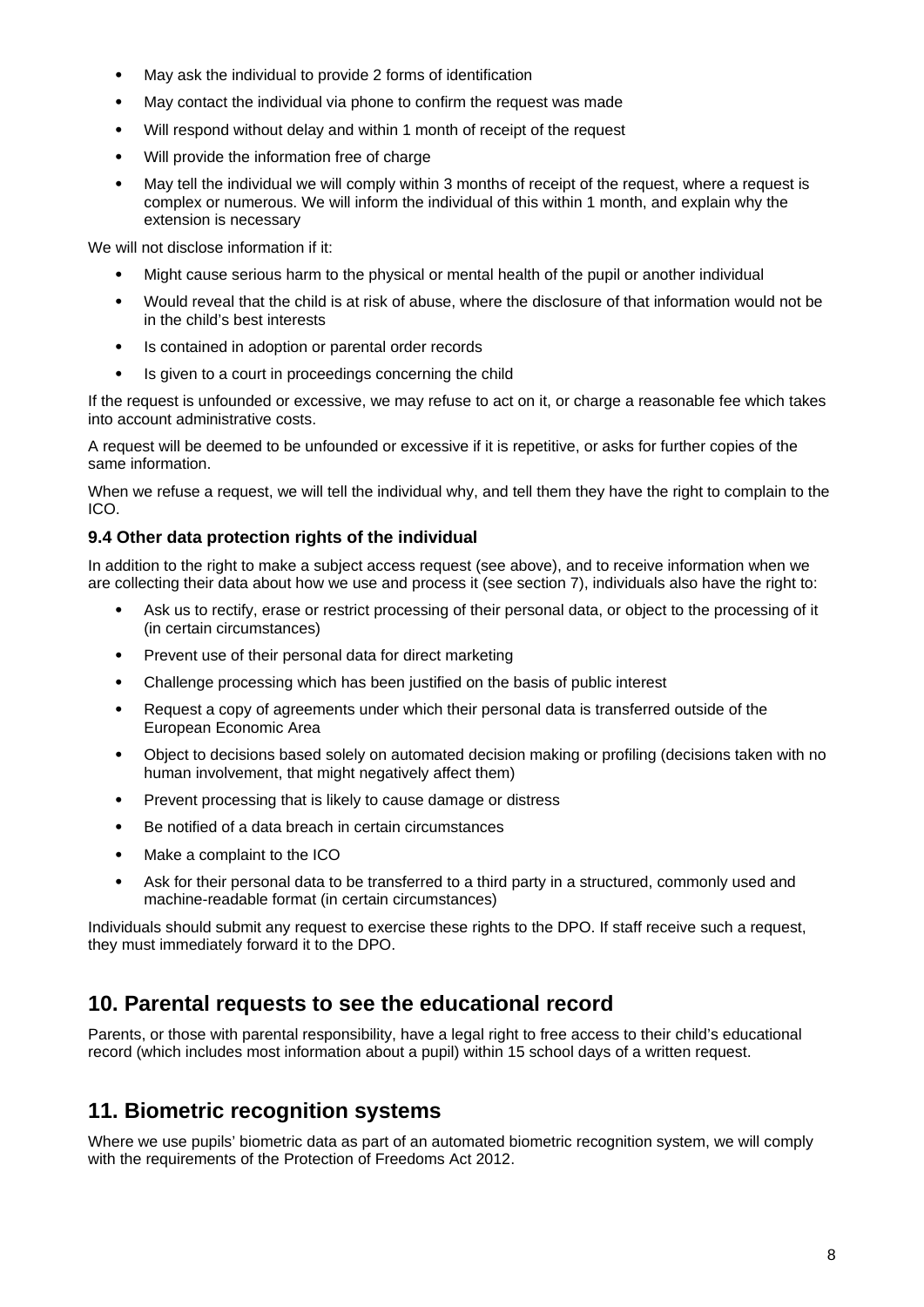- May ask the individual to provide 2 forms of identification
- May contact the individual via phone to confirm the request was made
- Will respond without delay and within 1 month of receipt of the request
- Will provide the information free of charge
- May tell the individual we will comply within 3 months of receipt of the request, where a request is complex or numerous. We will inform the individual of this within 1 month, and explain why the extension is necessary

We will not disclose information if it:

- Might cause serious harm to the physical or mental health of the pupil or another individual
- Would reveal that the child is at risk of abuse, where the disclosure of that information would not be in the child's best interests
- Is contained in adoption or parental order records
- Is given to a court in proceedings concerning the child

If the request is unfounded or excessive, we may refuse to act on it, or charge a reasonable fee which takes into account administrative costs.

A request will be deemed to be unfounded or excessive if it is repetitive, or asks for further copies of the same information.

When we refuse a request, we will tell the individual why, and tell them they have the right to complain to the ICO.

### 9.4 Other data protection rights of the individual

In addition to the right to make a subject access request (see above), and to receive information when we are collecting their data about how we use and process it (see section 7), individuals also have the right to:

- Ask us to rectify, erase or restrict processing of their personal data, or object to the processing of it (in certain circumstances)
- Prevent use of their personal data for direct marketing
- Challenge processing which has been justified on the basis of public interest
- Request a copy of agreements under which their personal data is transferred outside of the European Economic Area
- Object to decisions based solely on automated decision making or profiling (decisions taken with no human involvement, that might negatively affect them)
- Prevent processing that is likely to cause damage or distress
- Be notified of a data breach in certain circumstances
- Make a complaint to the ICO
- Ask for their personal data to be transferred to a third party in a structured, commonly used and machine-readable format (in certain circumstances)

Individuals should submit any request to exercise these rights to the DPO. If staff receive such a request, they must immediately forward it to the DPO.

## 10. Parental requests to see the educational record

Parents, or those with parental responsibility, have a legal right to free access to their child's educational record (which includes most information about a pupil) within 15 school days of a written request.

## 11. Biometric recognition systems

Where we use pupils' biometric data as part of an automated biometric recognition system, we will comply with the requirements of the Protection of Freedoms Act 2012.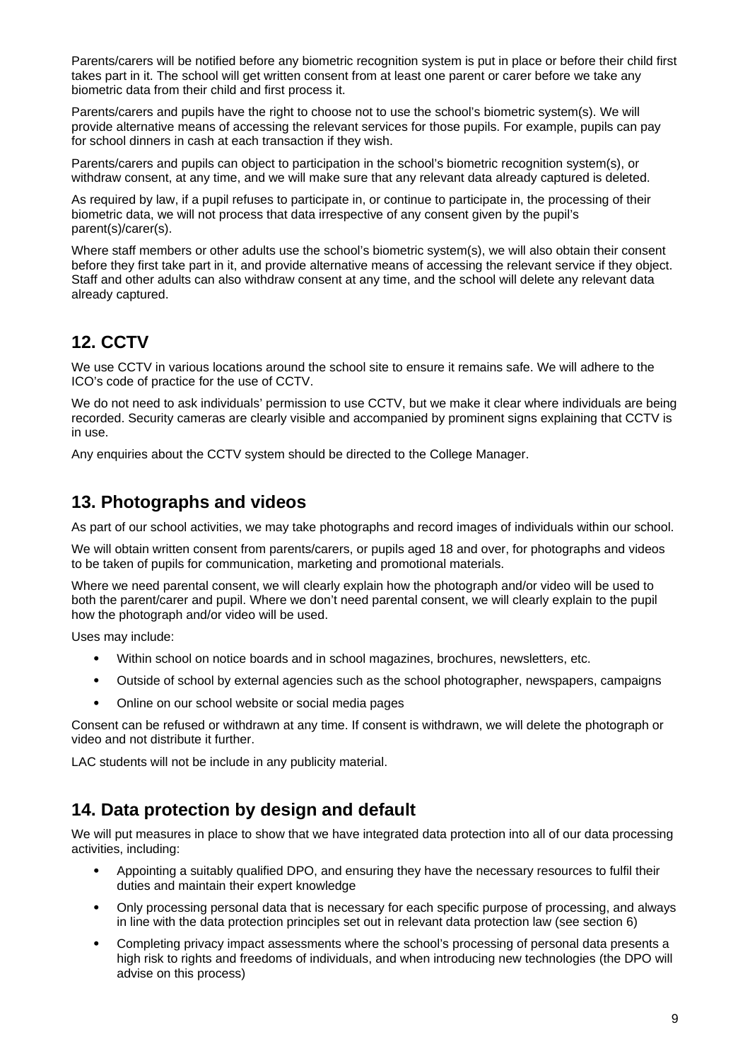Parents/carers will be notified before any biometric recognition system is put in place or before their child first takes part in it. The school will get written consent from at least one parent or carer before we take any biometric data from their child and first process it.

Parents/carers and pupils have the right to choose not to use the school's biometric system(s). We will provide alternative means of accessing the relevant services for those pupils. For example, pupils can pay for school dinners in cash at each transaction if they wish.

Parents/carers and pupils can object to participation in the school's biometric recognition system(s), or withdraw consent, at any time, and we will make sure that any relevant data already captured is deleted.

As required by law, if a pupil refuses to participate in, or continue to participate in, the processing of their biometric data, we will not process that data irrespective of any consent given by the pupil's parent(s)/carer(s).

Where staff members or other adults use the school's biometric system(s), we will also obtain their consent before they first take part in it, and provide alternative means of accessing the relevant service if they object. Staff and other adults can also withdraw consent at any time, and the school will delete any relevant data already captured.

## 12. CCTV

We use CCTV in various locations around the school site to ensure it remains safe. We will adhere to the ICO's code of practice for the use of CCTV.

We do not need to ask individuals' permission to use CCTV, but we make it clear where individuals are being recorded. Security cameras are clearly visible and accompanied by prominent signs explaining that CCTV is in use.

Any enquiries about the CCTV system should be directed to the College Manager.

## 13. Photographs and videos

As part of our school activities, we may take photographs and record images of individuals within our school.

We will obtain written consent from parents/carers, or pupils aged 18 and over, for photographs and videos to be taken of pupils for communication, marketing and promotional materials.

Where we need parental consent, we will clearly explain how the photograph and/or video will be used to both the parent/carer and pupil. Where we don't need parental consent, we will clearly explain to the pupil how the photograph and/or video will be used.

Uses may include:

- Within school on notice boards and in school magazines, brochures, newsletters, etc.
- Outside of school by external agencies such as the school photographer, newspapers, campaigns
- Online on our school website or social media pages

Consent can be refused or withdrawn at any time. If consent is withdrawn, we will delete the photograph or video and not distribute it further.

LAC students will not be include in any publicity material.

## 14. Data protection by design and default

We will put measures in place to show that we have integrated data protection into all of our data processing activities, including:

- Appointing a suitably qualified DPO, and ensuring they have the necessary resources to fulfil their duties and maintain their expert knowledge
- Only processing personal data that is necessary for each specific purpose of processing, and always in line with the data protection principles set out in relevant data protection law (see section 6)
- Completing privacy impact assessments where the school's processing of personal data presents a high risk to rights and freedoms of individuals, and when introducing new technologies (the DPO will advise on this process)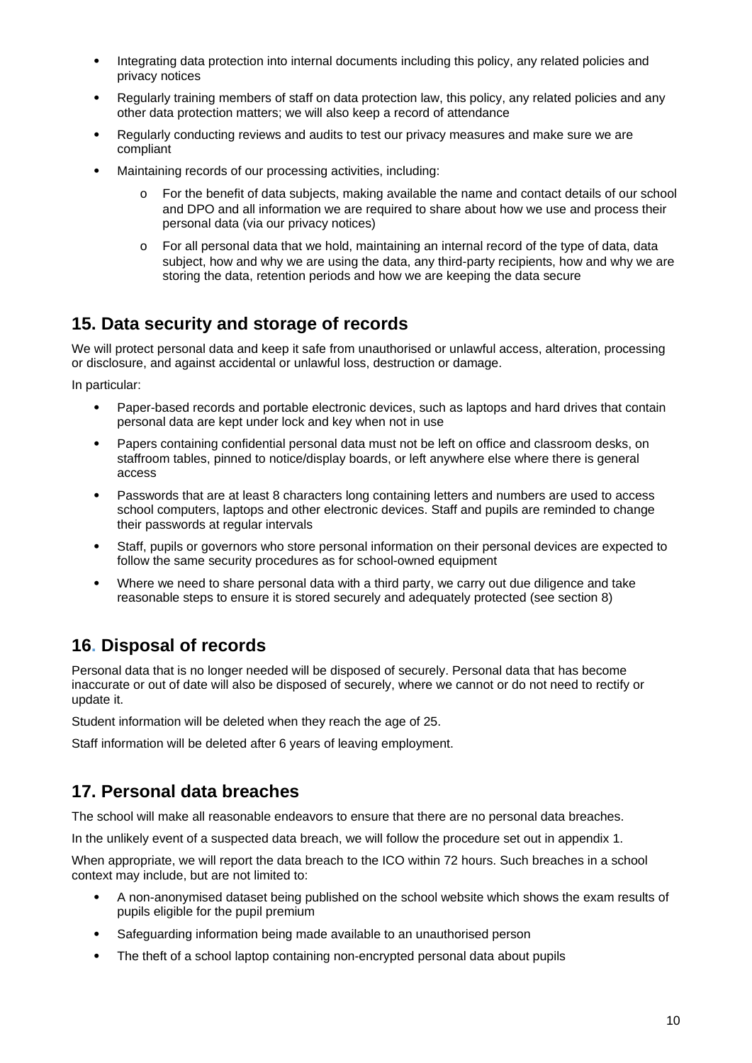- Integrating data protection into internal documents including this policy, any related policies and privacy notices
- Regularly training members of staff on data protection law, this policy, any related policies and any other data protection matters; we will also keep a record of attendance
- Regularly conducting reviews and audits to test our privacy measures and make sure we are compliant
- Maintaining records of our processing activities, including:
  - For the benefit of data subjects, making available the name and contact details of our school and DPO and all information we are required to share about how we use and process their personal data (via our privacy notices)
  - For all personal data that we hold, maintaining an internal record of the type of data, data subject, how and why we are using the data, any third-party recipients, how and why we are storing the data, retention periods and how we are keeping the data secure

## 15. Data security and storage of records

We will protect personal data and keep it safe from unauthorised or unlawful access, alteration, processing or disclosure, and against accidental or unlawful loss, destruction or damage.

In particular:

- Paper-based records and portable electronic devices, such as laptops and hard drives that contain personal data are kept under lock and key when not in use
- Papers containing confidential personal data must not be left on office and classroom desks, on staffroom tables, pinned to notice/display boards, or left anywhere else where there is general access
- Passwords that are at least 8 characters long containing letters and numbers are used to access school computers, laptops and other electronic devices. Staff and pupils are reminded to change their passwords at regular intervals
- Staff, pupils or governors who store personal information on their personal devices are expected to follow the same security procedures as for school-owned equipment
- Where we need to share personal data with a third party, we carry out due diligence and take reasonable steps to ensure it is stored securely and adequately protected (see section 8)

## 16. Disposal of records

Personal data that is no longer needed will be disposed of securely. Personal data that has become inaccurate or out of date will also be disposed of securely, where we cannot or do not need to rectify or update it.

Student information will be deleted when they reach the age of 25.

Staff information will be deleted after 6 years of leaving employment.

## 17. Personal data breaches

The school will make all reasonable endeavors to ensure that there are no personal data breaches.

In the unlikely event of a suspected data breach, we will follow the procedure set out in appendix 1.

When appropriate, we will report the data breach to the ICO within 72 hours. Such breaches in a school context may include, but are not limited to:

- A non-anonymised dataset being published on the school website which shows the exam results of pupils eligible for the pupil premium
- Safeguarding information being made available to an unauthorised person
- The theft of a school laptop containing non-encrypted personal data about pupils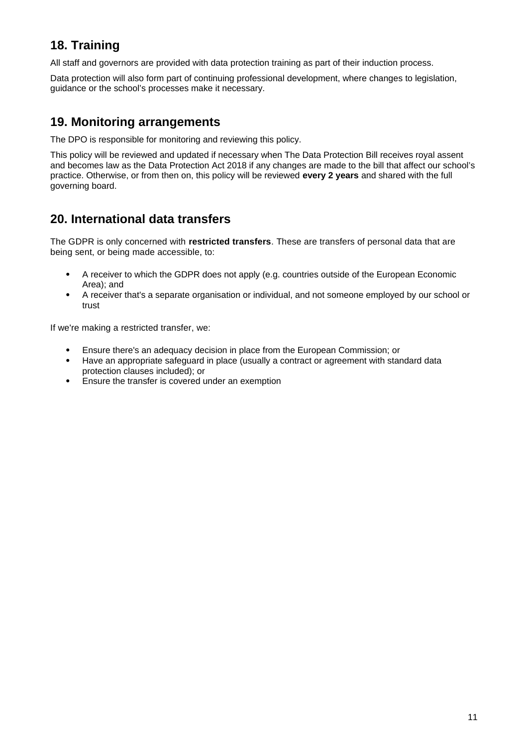## 18. Training

All staff and governors are provided with data protection training as part of their induction process.

Data protection will also form part of continuing professional development, where changes to legislation, guidance or the school's processes make it necessary.

## 19. Monitoring arrangements

The DPO is responsible for monitoring and reviewing this policy.

This policy will be reviewed and updated if necessary when The Data Protection Bill receives royal assent and becomes law as the Data Protection Act 2018 if any changes are made to the bill that affect our school's practice. Otherwise, or from then on, this policy will be reviewed **every 2 years** and shared with the full governing board.

## 20. International data transfers

The GDPR is only concerned with **restricted transfers**. These are transfers of personal data that are being sent, or being made accessible, to:

- A receiver to which the GDPR does not apply (e.g. countries outside of the European Economic Area); and
- A receiver that's a separate organisation or individual, and not someone employed by our school or trust

If we're making a restricted transfer, we:

- Ensure there's an adequacy decision in place from the European Commission; or
- Have an appropriate safeguard in place (usually a contract or agreement with standard data protection clauses included); or
- Ensure the transfer is covered under an exemption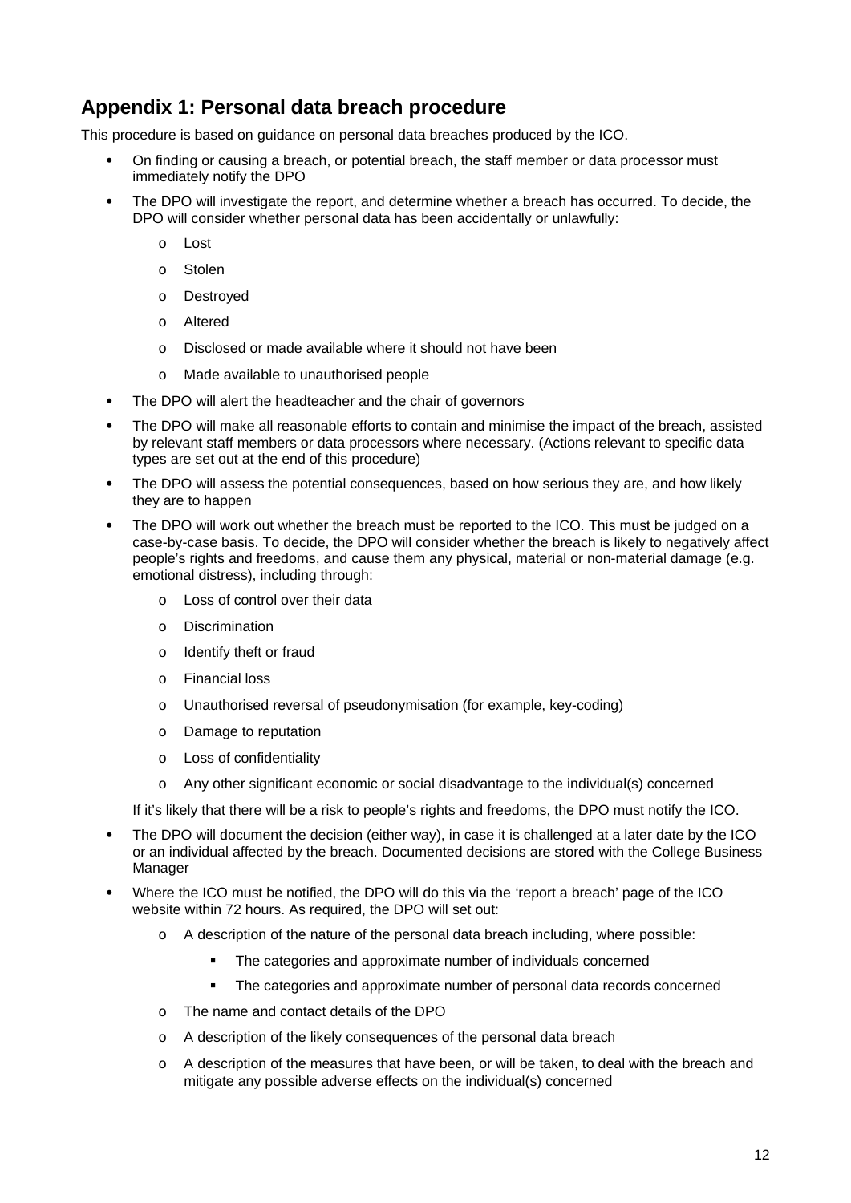## Appendix 1: Personal data breach procedure

This procedure is based on guidance on personal data breaches produced by the ICO.

- On finding or causing a breach, or potential breach, the staff member or data processor must immediately notify the DPO
- The DPO will investigate the report, and determine whether a breach has occurred. To decide, the DPO will consider whether personal data has been accidentally or unlawfully:
  - Lost
  - Stolen
  - Destroyed
  - Altered
  - Disclosed or made available where it should not have been
  - Made available to unauthorised people
- The DPO will alert the headteacher and the chair of governors
- The DPO will make all reasonable efforts to contain and minimise the impact of the breach, assisted by relevant staff members or data processors where necessary. (Actions relevant to specific data types are set out at the end of this procedure)
- The DPO will assess the potential consequences, based on how serious they are, and how likely they are to happen
- The DPO will work out whether the breach must be reported to the ICO. This must be judged on a case-by-case basis. To decide, the DPO will consider whether the breach is likely to negatively affect people's rights and freedoms, and cause them any physical, material or non-material damage (e.g. emotional distress), including through:
  - Loss of control over their data
  - Discrimination
  - Identify theft or fraud
  - Financial loss
  - Unauthorised reversal of pseudonymisation (for example, key-coding)
  - Damage to reputation
  - Loss of confidentiality
  - Any other significant economic or social disadvantage to the individual(s) concerned

  If it's likely that there will be a risk to people's rights and freedoms, the DPO must notify the ICO.
- The DPO will document the decision (either way), in case it is challenged at a later date by the ICO or an individual affected by the breach. Documented decisions are stored with the College Business Manager
- Where the ICO must be notified, the DPO will do this via the 'report a breach' page of the ICO website within 72 hours. As required, the DPO will set out:
  - A description of the nature of the personal data breach including, where possible:
    - The categories and approximate number of individuals concerned
    - The categories and approximate number of personal data records concerned
  - The name and contact details of the DPO
  - A description of the likely consequences of the personal data breach
  - A description of the measures that have been, or will be taken, to deal with the breach and mitigate any possible adverse effects on the individual(s) concerned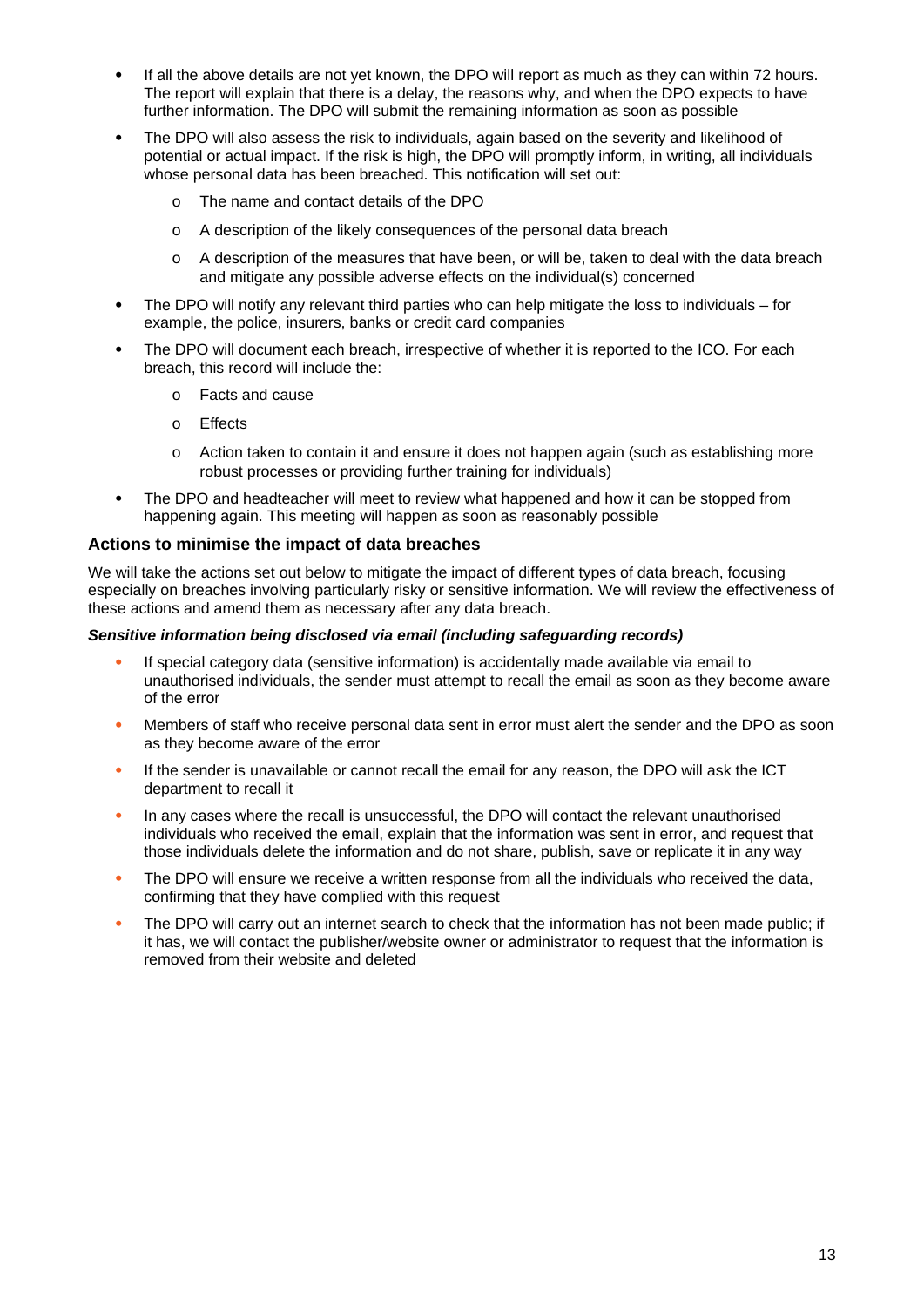- If all the above details are not yet known, the DPO will report as much as they can within 72 hours. The report will explain that there is a delay, the reasons why, and when the DPO expects to have further information. The DPO will submit the remaining information as soon as possible
- The DPO will also assess the risk to individuals, again based on the severity and likelihood of potential or actual impact. If the risk is high, the DPO will promptly inform, in writing, all individuals whose personal data has been breached. This notification will set out:
  - The name and contact details of the DPO
  - A description of the likely consequences of the personal data breach
  - A description of the measures that have been, or will be, taken to deal with the data breach and mitigate any possible adverse effects on the individual(s) concerned
- The DPO will notify any relevant third parties who can help mitigate the loss to individuals – for example, the police, insurers, banks or credit card companies
- The DPO will document each breach, irrespective of whether it is reported to the ICO. For each breach, this record will include the:
  - Facts and cause
  - Effects
  - Action taken to contain it and ensure it does not happen again (such as establishing more robust processes or providing further training for individuals)
- The DPO and headteacher will meet to review what happened and how it can be stopped from happening again. This meeting will happen as soon as reasonably possible

### Actions to minimise the impact of data breaches

We will take the actions set out below to mitigate the impact of different types of data breach, focusing especially on breaches involving particularly risky or sensitive information. We will review the effectiveness of these actions and amend them as necessary after any data breach.

#### ***Sensitive information being disclosed via email (including safeguarding records)***

- If special category data (sensitive information) is accidentally made available via email to unauthorised individuals, the sender must attempt to recall the email as soon as they become aware of the error
- Members of staff who receive personal data sent in error must alert the sender and the DPO as soon as they become aware of the error
- If the sender is unavailable or cannot recall the email for any reason, the DPO will ask the ICT department to recall it
- In any cases where the recall is unsuccessful, the DPO will contact the relevant unauthorised individuals who received the email, explain that the information was sent in error, and request that those individuals delete the information and do not share, publish, save or replicate it in any way
- The DPO will ensure we receive a written response from all the individuals who received the data, confirming that they have complied with this request
- The DPO will carry out an internet search to check that the information has not been made public; if it has, we will contact the publisher/website owner or administrator to request that the information is removed from their website and deleted